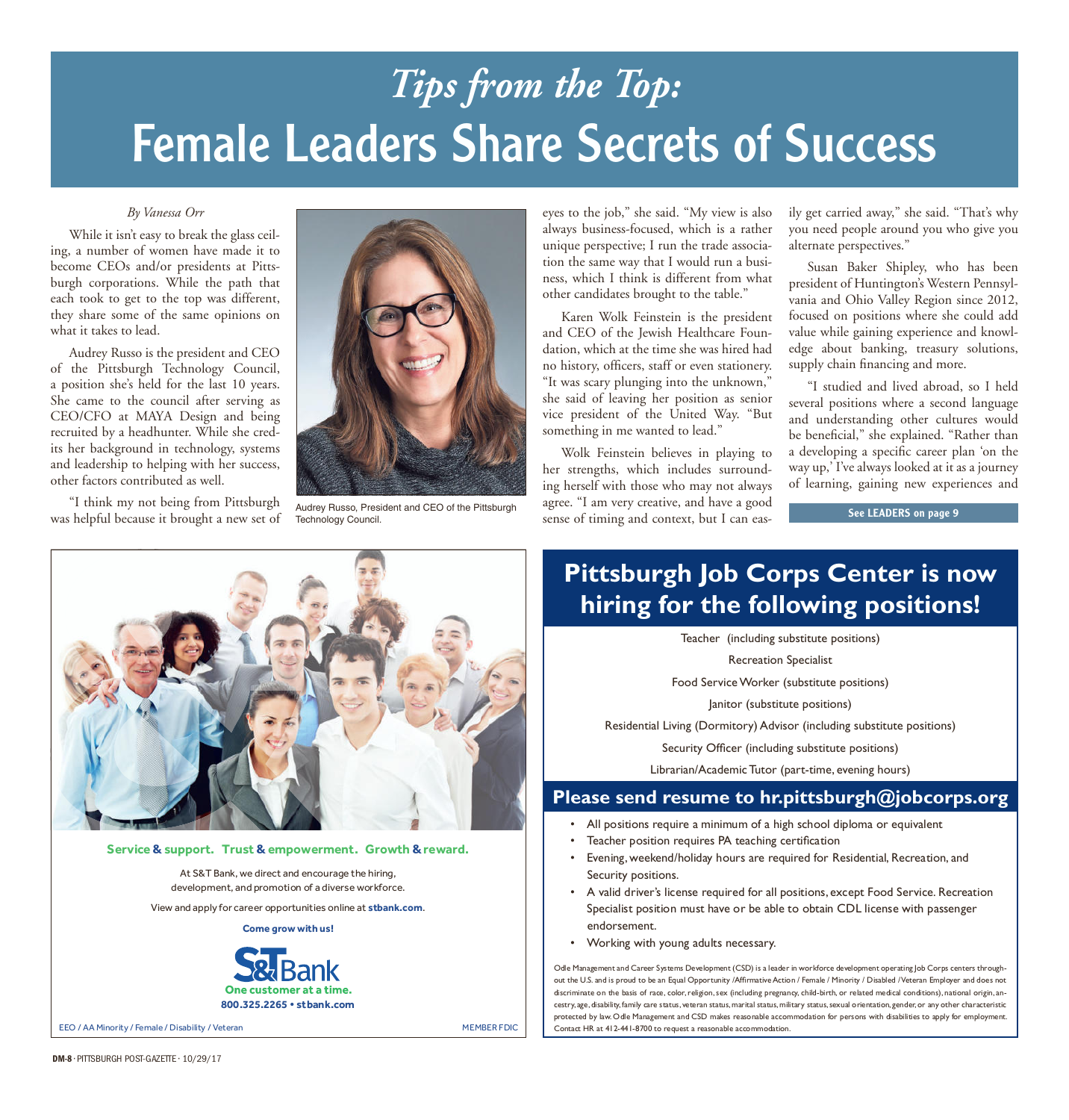# *Tips from the Top:*

# Female Leaders Share Secrets of Success

*By Vanessa Orr*

While it isn't easy to break the glass ceiling, a number of women have made it to become CEOs and/or presidents at Pittsburgh corporations. While the path that each took to get to the top was different, they share some of the same opinions on what it takes to lead.

Audrey Russo is the president and CEO of the Pittsburgh Technology Council, a position she's held for the last 10 years. She came to the council after serving as CEO/CFO at MAYA Design and being recruited by a headhunter. While she credits her background in technology, systems and leadership to helping with her success, other factors contributed as well.

"I think my not being from Pittsburgh was helpful because it brought a new set of eyes to the job," she said. "My view is also always business-focused, which is a rather unique perspective; I run the trade association the same way that I would run a business, which I think is different from what other candidates brought to the table."

Audrey Russo, President and CEO of the Pittsburgh Technology Council.

Karen Wolk Feinstein is the president and CEO of the Jewish Healthcare Foundation, which at the time she was hired had no history, officers, staff or even stationery. "It was scary plunging into the unknown," she said of leaving her position as senior vice president of the United Way. "But something in me wanted to lead."

Wolk Feinstein believes in playing to her strengths, which includes surrounding herself with those who may not always agree. "I am very creative, and have a good sense of timing and context, but I can easily get carried away," she said. "That's why you need people around you who give you alternate perspectives."

Susan Baker Shipley, who has been president of Huntington's Western Pennsylvania and Ohio Valley Region since 2012, focused on positions where she could add value while gaining experience and knowledge about banking, treasury solutions, supply chain financing and more.

"I studied and lived abroad, so I held several positions where a second language and understanding other cultures would be beneficial," she explained. "Rather than a developing a specific career plan 'on the way up,' I've always looked at it as a journey of learning, gaining new experiences and

**See LEADERS on page 9**

---

**Service & support. Trust & empowerment. Growth & reward.**

At S&T Bank, we direct and encourage the hiring, development, and promotion of a diverse workforce.

View and apply for career opportunities online at **stbank.com**.

**Come grow with us!**

**S&T Bank**
**One customer at a time.**
**800.325.2265 • stbank.com**

EEO / AA Minority / Female / Disability / Veteran

MEMBER FDIC

---

## Pittsburgh Job Corps Center is now hiring for the following positions!

Teacher (including substitute positions)

Recreation Specialist

Food Service Worker (substitute positions)

Janitor (substitute positions)

Residential Living (Dormitory) Advisor (including substitute positions)

Security Officer (including substitute positions)

Librarian/Academic Tutor (part-time, evening hours)

### Please send resume to hr.pittsburgh@jobcorps.org

- All positions require a minimum of a high school diploma or equivalent
- Teacher position requires PA teaching certification
- Evening, weekend/holiday hours are required for Residential, Recreation, and Security positions.
- A valid driver's license required for all positions, except Food Service. Recreation Specialist position must have or be able to obtain CDL license with passenger endorsement.
- Working with young adults necessary.

Odle Management and Career Systems Development (CSD) is a leader in workforce development operating Job Corps centers throughout the U.S. and is proud to be an Equal Opportunity /Affirmative Action / Female / Minority / Disabled /Veteran Employer and does not discriminate on the basis of race, color, religion, sex (including pregnancy, child-birth, or related medical conditions), national origin, ancestry, age, disability, family care status, veteran status, marital status, military status, sexual orientation, gender, or any other characteristic protected by law. Odle Management and CSD makes reasonable accommodation for persons with disabilities to apply for employment. Contact HR at 412-441-8700 to request a reasonable accommodation.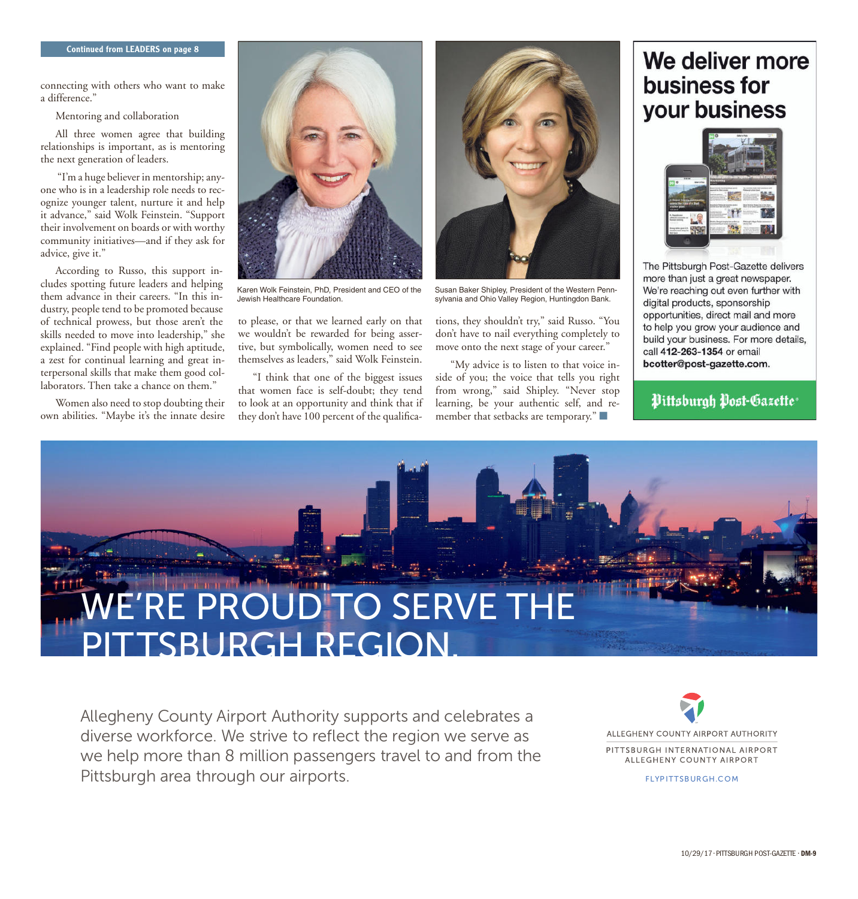Continued from LEADERS on page 8

connecting with others who want to make a difference."

Mentoring and collaboration

All three women agree that building relationships is important, as is mentoring the next generation of leaders.

"I'm a huge believer in mentorship; anyone who is in a leadership role needs to recognize younger talent, nurture it and help it advance," said Wolk Feinstein. "Support their involvement on boards or with worthy community initiatives—and if they ask for advice, give it."

According to Russo, this support includes spotting future leaders and helping them advance in their careers. "In this industry, people tend to be promoted because of technical prowess, but those aren't the skills needed to move into leadership," she explained. "Find people with high aptitude, a zest for continual learning and great interpersonal skills that make them good collaborators. Then take a chance on them."

Women also need to stop doubting their own abilities. "Maybe it's the innate desire to please, or that we learned early on that we wouldn't be rewarded for being assertive, but symbolically, women need to see themselves as leaders," said Wolk Feinstein.

"I think that one of the biggest issues that women face is self-doubt; they tend to look at an opportunity and think that if they don't have 100 percent of the qualifications, they shouldn't try," said Russo. "You don't have to nail everything completely to move onto the next stage of your career."

"My advice is to listen to that voice inside of you; the voice that tells you right from wrong," said Shipley. "Never stop learning, be your authentic self, and remember that setbacks are temporary." ■

Karen Wolk Feinstein, PhD, President and CEO of the Jewish Healthcare Foundation.

Susan Baker Shipley, President of the Western Pennsylvania and Ohio Valley Region, Huntingdon Bank.

# We deliver more business for your business

The Pittsburgh Post-Gazette delivers more than just a great newspaper. We're reaching out even further with digital products, sponsorship opportunities, direct mail and more to help you grow your audience and build your business. For more details, call **412-263-1354** or email **bcotter@post-gazette.com**.

Pittsburgh Post-Gazette

# WE'RE PROUD TO SERVE THE PITTSBURGH REGION.

Allegheny County Airport Authority supports and celebrates a diverse workforce. We strive to reflect the region we serve as we help more than 8 million passengers travel to and from the Pittsburgh area through our airports.

ALLEGHENY COUNTY AIRPORT AUTHORITY
PITTSBURGH INTERNATIONAL AIRPORT
ALLEGHENY COUNTY AIRPORT
FLYPITTSBURGH.COM